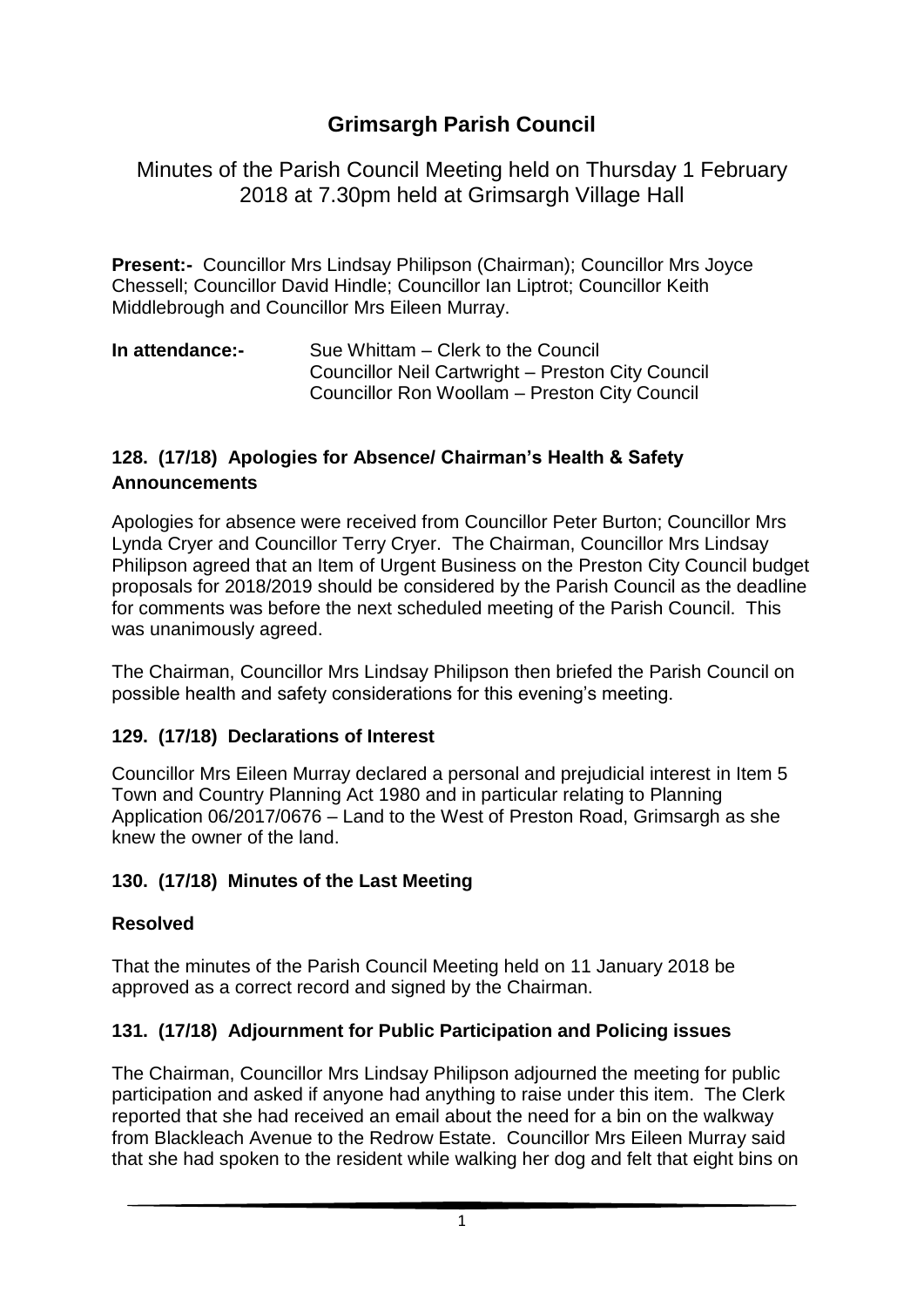# Grimsargh Parish Council

## Minutes of the Parish Council Meeting held on Thursday 1 February 2018 at 7.30pm held at Grimsargh Village Hall

**Present:-** Councillor Mrs Lindsay Philipson (Chairman); Councillor Mrs Joyce Chessell; Councillor David Hindle; Councillor Ian Liptrot; Councillor Keith Middlebrough and Councillor Mrs Eileen Murray.

**In attendance:-** Sue Whittam – Clerk to the Council
Councillor Neil Cartwright – Preston City Council
Councillor Ron Woollam – Preston City Council

### 128. (17/18) Apologies for Absence/ Chairman's Health & Safety Announcements

Apologies for absence were received from Councillor Peter Burton; Councillor Mrs Lynda Cryer and Councillor Terry Cryer. The Chairman, Councillor Mrs Lindsay Philipson agreed that an Item of Urgent Business on the Preston City Council budget proposals for 2018/2019 should be considered by the Parish Council as the deadline for comments was before the next scheduled meeting of the Parish Council. This was unanimously agreed.

The Chairman, Councillor Mrs Lindsay Philipson then briefed the Parish Council on possible health and safety considerations for this evening's meeting.

### 129. (17/18) Declarations of Interest

Councillor Mrs Eileen Murray declared a personal and prejudicial interest in Item 5 Town and Country Planning Act 1980 and in particular relating to Planning Application 06/2017/0676 – Land to the West of Preston Road, Grimsargh as she knew the owner of the land.

### 130. (17/18) Minutes of the Last Meeting

**Resolved**

That the minutes of the Parish Council Meeting held on 11 January 2018 be approved as a correct record and signed by the Chairman.

### 131. (17/18) Adjournment for Public Participation and Policing issues

The Chairman, Councillor Mrs Lindsay Philipson adjourned the meeting for public participation and asked if anyone had anything to raise under this item. The Clerk reported that she had received an email about the need for a bin on the walkway from Blackleach Avenue to the Redrow Estate. Councillor Mrs Eileen Murray said that she had spoken to the resident while walking her dog and felt that eight bins on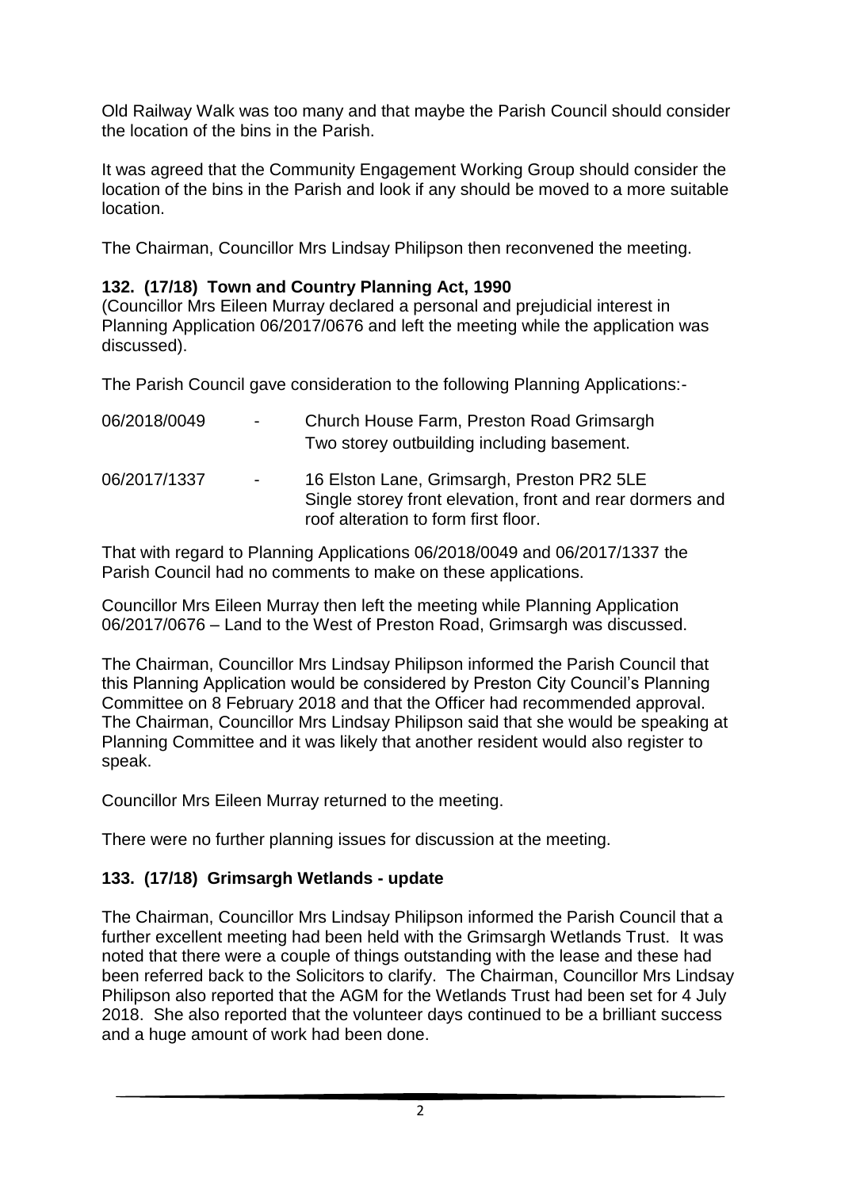Old Railway Walk was too many and that maybe the Parish Council should consider the location of the bins in the Parish.

It was agreed that the Community Engagement Working Group should consider the location of the bins in the Parish and look if any should be moved to a more suitable location.

The Chairman, Councillor Mrs Lindsay Philipson then reconvened the meeting.

**132. (17/18) Town and Country Planning Act, 1990**

(Councillor Mrs Eileen Murray declared a personal and prejudicial interest in Planning Application 06/2017/0676 and left the meeting while the application was discussed).

The Parish Council gave consideration to the following Planning Applications:-

| | | |
|---|---|---|
| 06/2018/0049 | - | Church House Farm, Preston Road Grimsargh<br>Two storey outbuilding including basement. |
| 06/2017/1337 | - | 16 Elston Lane, Grimsargh, Preston PR2 5LE<br>Single storey front elevation, front and rear dormers and roof alteration to form first floor. |

That with regard to Planning Applications 06/2018/0049 and 06/2017/1337 the Parish Council had no comments to make on these applications.

Councillor Mrs Eileen Murray then left the meeting while Planning Application 06/2017/0676 – Land to the West of Preston Road, Grimsargh was discussed.

The Chairman, Councillor Mrs Lindsay Philipson informed the Parish Council that this Planning Application would be considered by Preston City Council's Planning Committee on 8 February 2018 and that the Officer had recommended approval. The Chairman, Councillor Mrs Lindsay Philipson said that she would be speaking at Planning Committee and it was likely that another resident would also register to speak.

Councillor Mrs Eileen Murray returned to the meeting.

There were no further planning issues for discussion at the meeting.

**133. (17/18) Grimsargh Wetlands - update**

The Chairman, Councillor Mrs Lindsay Philipson informed the Parish Council that a further excellent meeting had been held with the Grimsargh Wetlands Trust. It was noted that there were a couple of things outstanding with the lease and these had been referred back to the Solicitors to clarify. The Chairman, Councillor Mrs Lindsay Philipson also reported that the AGM for the Wetlands Trust had been set for 4 July 2018. She also reported that the volunteer days continued to be a brilliant success and a huge amount of work had been done.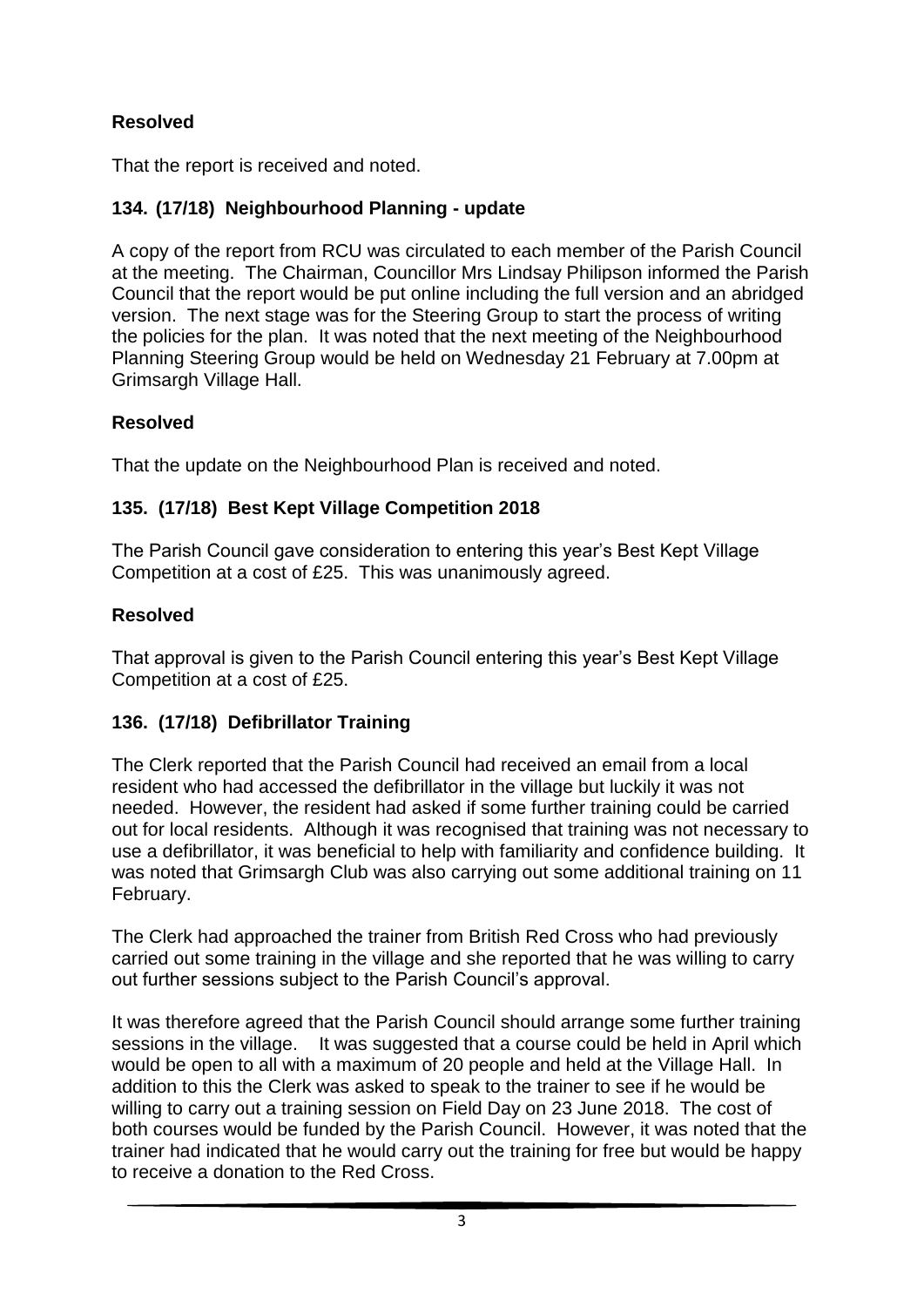**Resolved**

That the report is received and noted.

### 134. (17/18) Neighbourhood Planning - update

A copy of the report from RCU was circulated to each member of the Parish Council at the meeting. The Chairman, Councillor Mrs Lindsay Philipson informed the Parish Council that the report would be put online including the full version and an abridged version. The next stage was for the Steering Group to start the process of writing the policies for the plan. It was noted that the next meeting of the Neighbourhood Planning Steering Group would be held on Wednesday 21 February at 7.00pm at Grimsargh Village Hall.

**Resolved**

That the update on the Neighbourhood Plan is received and noted.

### 135. (17/18) Best Kept Village Competition 2018

The Parish Council gave consideration to entering this year's Best Kept Village Competition at a cost of £25. This was unanimously agreed.

**Resolved**

That approval is given to the Parish Council entering this year's Best Kept Village Competition at a cost of £25.

### 136. (17/18) Defibrillator Training

The Clerk reported that the Parish Council had received an email from a local resident who had accessed the defibrillator in the village but luckily it was not needed. However, the resident had asked if some further training could be carried out for local residents. Although it was recognised that training was not necessary to use a defibrillator, it was beneficial to help with familiarity and confidence building. It was noted that Grimsargh Club was also carrying out some additional training on 11 February.

The Clerk had approached the trainer from British Red Cross who had previously carried out some training in the village and she reported that he was willing to carry out further sessions subject to the Parish Council's approval.

It was therefore agreed that the Parish Council should arrange some further training sessions in the village. It was suggested that a course could be held in April which would be open to all with a maximum of 20 people and held at the Village Hall. In addition to this the Clerk was asked to speak to the trainer to see if he would be willing to carry out a training session on Field Day on 23 June 2018. The cost of both courses would be funded by the Parish Council. However, it was noted that the trainer had indicated that he would carry out the training for free but would be happy to receive a donation to the Red Cross.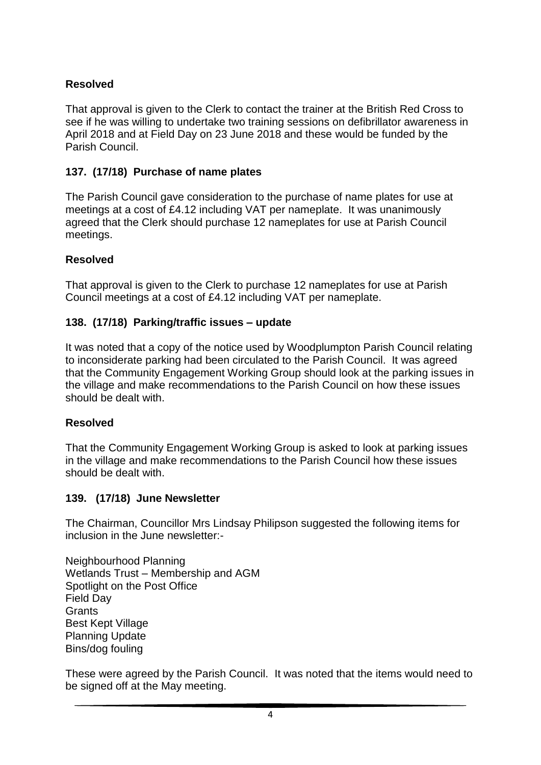**Resolved**

That approval is given to the Clerk to contact the trainer at the British Red Cross to see if he was willing to undertake two training sessions on defibrillator awareness in April 2018 and at Field Day on 23 June 2018 and these would be funded by the Parish Council.

## 137. (17/18) Purchase of name plates

The Parish Council gave consideration to the purchase of name plates for use at meetings at a cost of £4.12 including VAT per nameplate. It was unanimously agreed that the Clerk should purchase 12 nameplates for use at Parish Council meetings.

**Resolved**

That approval is given to the Clerk to purchase 12 nameplates for use at Parish Council meetings at a cost of £4.12 including VAT per nameplate.

## 138. (17/18) Parking/traffic issues – update

It was noted that a copy of the notice used by Woodplumpton Parish Council relating to inconsiderate parking had been circulated to the Parish Council. It was agreed that the Community Engagement Working Group should look at the parking issues in the village and make recommendations to the Parish Council on how these issues should be dealt with.

**Resolved**

That the Community Engagement Working Group is asked to look at parking issues in the village and make recommendations to the Parish Council how these issues should be dealt with.

## 139. (17/18) June Newsletter

The Chairman, Councillor Mrs Lindsay Philipson suggested the following items for inclusion in the June newsletter:-

Neighbourhood Planning
Wetlands Trust – Membership and AGM
Spotlight on the Post Office
Field Day
Grants
Best Kept Village
Planning Update
Bins/dog fouling

These were agreed by the Parish Council. It was noted that the items would need to be signed off at the May meeting.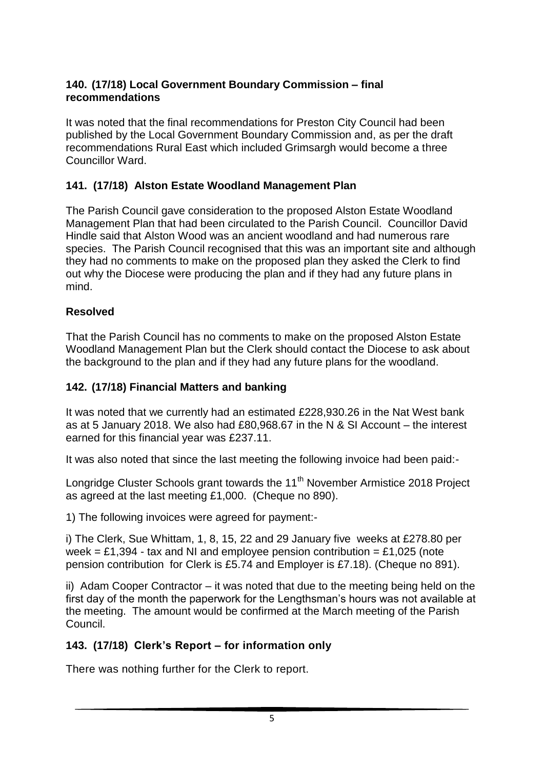### 140. (17/18) Local Government Boundary Commission – final recommendations

It was noted that the final recommendations for Preston City Council had been published by the Local Government Boundary Commission and, as per the draft recommendations Rural East which included Grimsargh would become a three Councillor Ward.

### 141. (17/18) Alston Estate Woodland Management Plan

The Parish Council gave consideration to the proposed Alston Estate Woodland Management Plan that had been circulated to the Parish Council. Councillor David Hindle said that Alston Wood was an ancient woodland and had numerous rare species. The Parish Council recognised that this was an important site and although they had no comments to make on the proposed plan they asked the Clerk to find out why the Diocese were producing the plan and if they had any future plans in mind.

**Resolved**

That the Parish Council has no comments to make on the proposed Alston Estate Woodland Management Plan but the Clerk should contact the Diocese to ask about the background to the plan and if they had any future plans for the woodland.

### 142. (17/18) Financial Matters and banking

It was noted that we currently had an estimated £228,930.26 in the Nat West bank as at 5 January 2018. We also had £80,968.67 in the N & SI Account – the interest earned for this financial year was £237.11.

It was also noted that since the last meeting the following invoice had been paid:-

Longridge Cluster Schools grant towards the 11th November Armistice 2018 Project as agreed at the last meeting £1,000. (Cheque no 890).

1) The following invoices were agreed for payment:-

i) The Clerk, Sue Whittam, 1, 8, 15, 22 and 29 January five weeks at £278.80 per week = £1,394 - tax and NI and employee pension contribution = £1,025 (note pension contribution for Clerk is £5.74 and Employer is £7.18). (Cheque no 891).

ii) Adam Cooper Contractor – it was noted that due to the meeting being held on the first day of the month the paperwork for the Lengthsman's hours was not available at the meeting. The amount would be confirmed at the March meeting of the Parish Council.

### 143. (17/18) Clerk's Report – for information only

There was nothing further for the Clerk to report.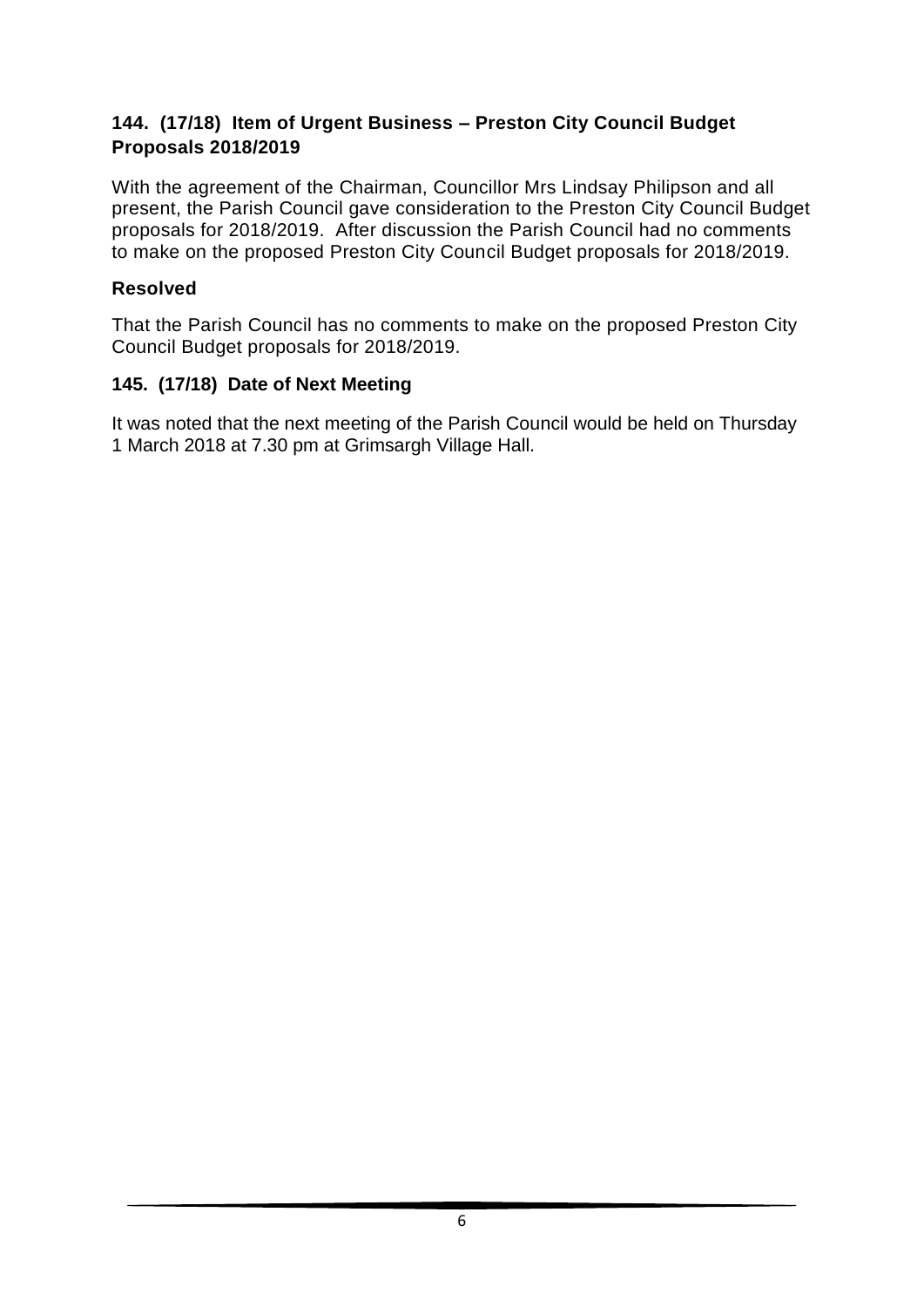### 144. (17/18) Item of Urgent Business – Preston City Council Budget Proposals 2018/2019

With the agreement of the Chairman, Councillor Mrs Lindsay Philipson and all present, the Parish Council gave consideration to the Preston City Council Budget proposals for 2018/2019. After discussion the Parish Council had no comments to make on the proposed Preston City Council Budget proposals for 2018/2019.

**Resolved**

That the Parish Council has no comments to make on the proposed Preston City Council Budget proposals for 2018/2019.

### 145. (17/18) Date of Next Meeting

It was noted that the next meeting of the Parish Council would be held on Thursday 1 March 2018 at 7.30 pm at Grimsargh Village Hall.